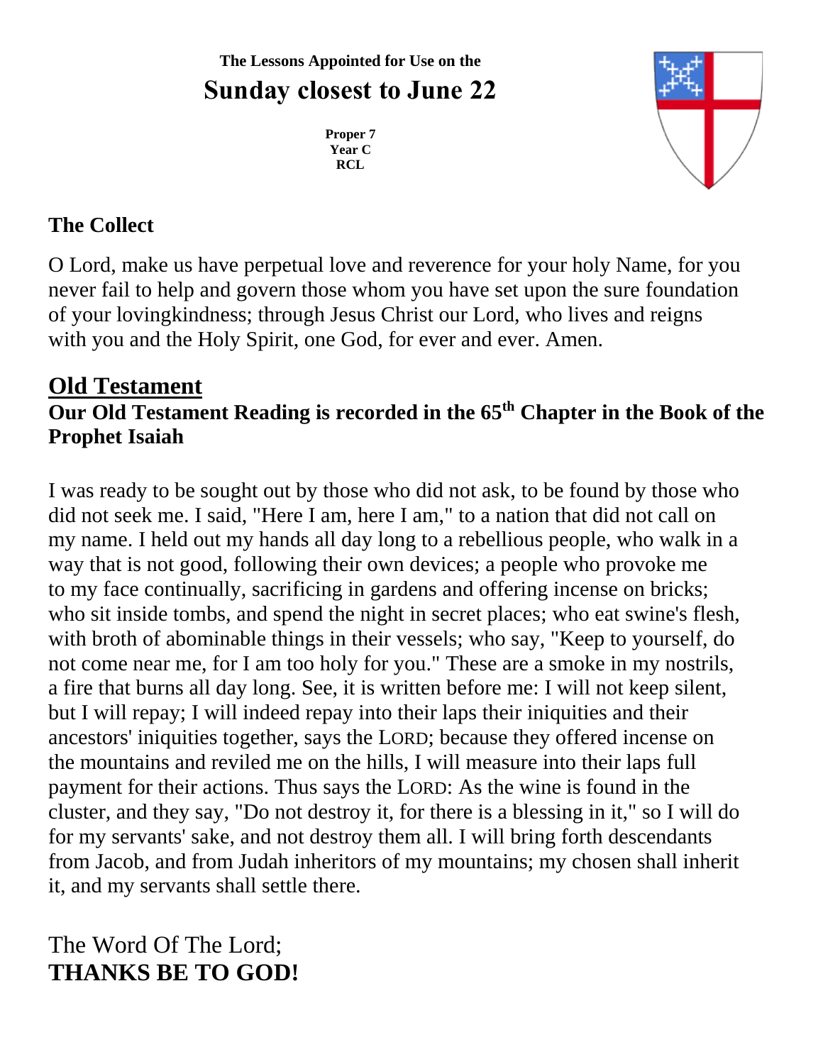**The Lessons Appointed for Use on the**

# Sunday closest to June 22

**Proper 7**
**Year C**
**RCL**

## The Collect

O Lord, make us have perpetual love and reverence for your holy Name, for you never fail to help and govern those whom you have set upon the sure foundation of your lovingkindness; through Jesus Christ our Lord, who lives and reigns with you and the Holy Spirit, one God, for ever and ever. Amen.

## Old Testament

**Our Old Testament Reading is recorded in the 65th Chapter in the Book of the Prophet Isaiah**

I was ready to be sought out by those who did not ask, to be found by those who did not seek me. I said, "Here I am, here I am," to a nation that did not call on my name. I held out my hands all day long to a rebellious people, who walk in a way that is not good, following their own devices; a people who provoke me to my face continually, sacrificing in gardens and offering incense on bricks; who sit inside tombs, and spend the night in secret places; who eat swine's flesh, with broth of abominable things in their vessels; who say, "Keep to yourself, do not come near me, for I am too holy for you." These are a smoke in my nostrils, a fire that burns all day long. See, it is written before me: I will not keep silent, but I will repay; I will indeed repay into their laps their iniquities and their ancestors' iniquities together, says the LORD; because they offered incense on the mountains and reviled me on the hills, I will measure into their laps full payment for their actions. Thus says the LORD: As the wine is found in the cluster, and they say, "Do not destroy it, for there is a blessing in it," so I will do for my servants' sake, and not destroy them all. I will bring forth descendants from Jacob, and from Judah inheritors of my mountains; my chosen shall inherit it, and my servants shall settle there.

The Word Of The Lord;
**THANKS BE TO GOD!**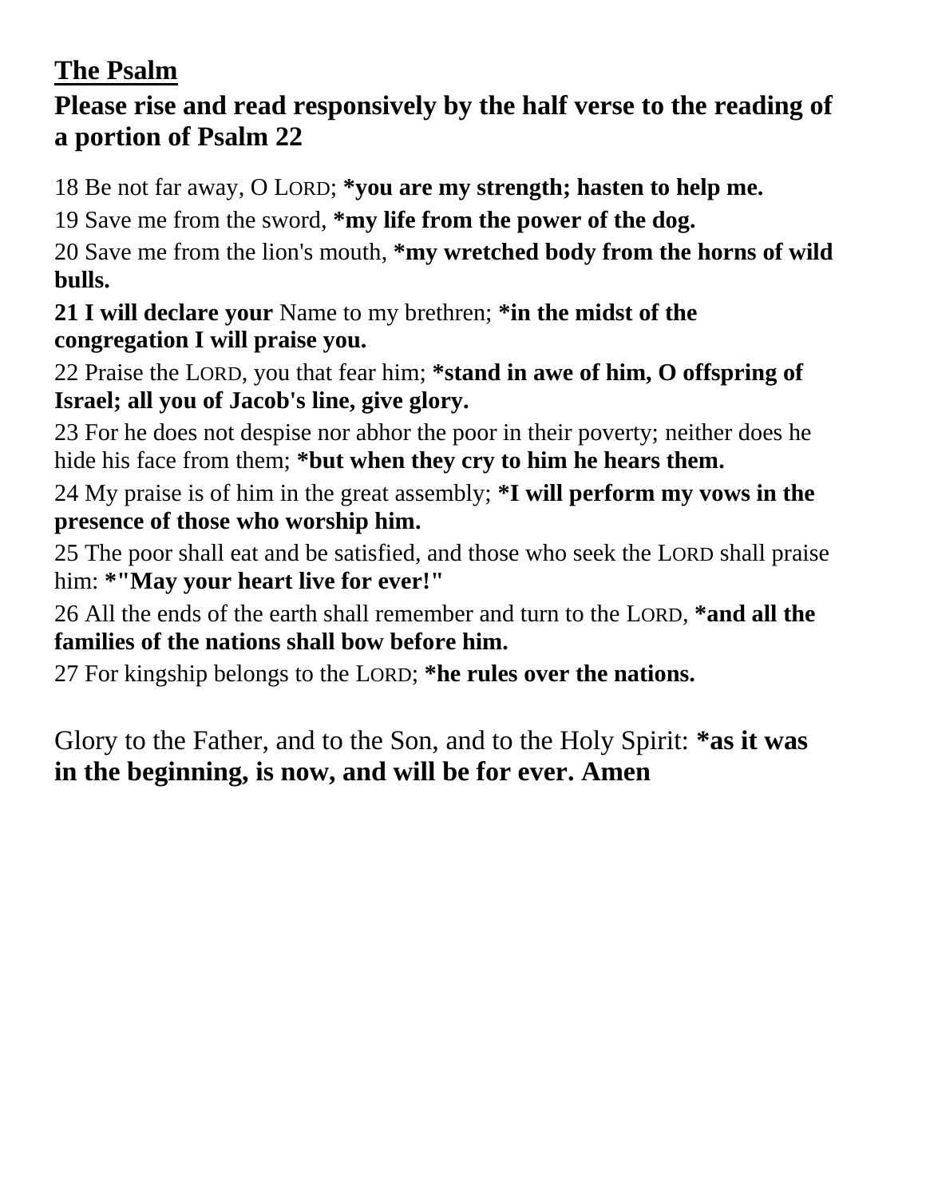## The Psalm

### Please rise and read responsively by the half verse to the reading of a portion of Psalm 22

18 Be not far away, O LORD; ***you are my strength; hasten to help me.**

19 Save me from the sword, ***my life from the power of the dog.**

20 Save me from the lion's mouth, ***my wretched body from the horns of wild bulls.**

**21 I will declare your** Name to my brethren; ***in the midst of the congregation I will praise you.**

22 Praise the LORD, you that fear him; ***stand in awe of him, O offspring of Israel; all you of Jacob's line, give glory.**

23 For he does not despise nor abhor the poor in their poverty; neither does he hide his face from them; ***but when they cry to him he hears them.**

24 My praise is of him in the great assembly; ***I will perform my vows in the presence of those who worship him.**

25 The poor shall eat and be satisfied, and those who seek the LORD shall praise him: ***"May your heart live for ever!"**

26 All the ends of the earth shall remember and turn to the LORD, ***and all the families of the nations shall bow before him.**

27 For kingship belongs to the LORD; ***he rules over the nations.**

Glory to the Father, and to the Son, and to the Holy Spirit: ***as it was in the beginning, is now, and will be for ever. Amen**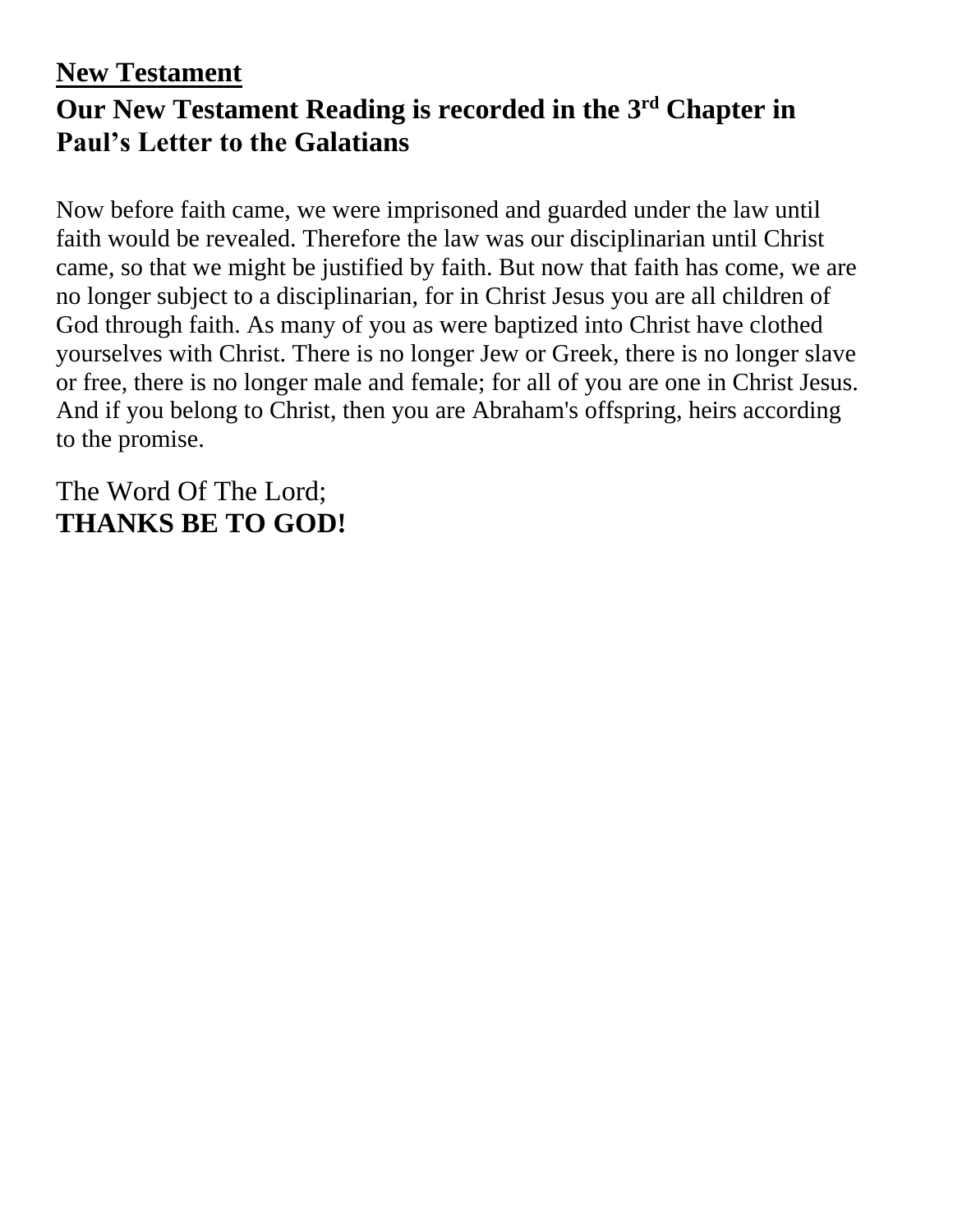## New Testament

## Our New Testament Reading is recorded in the 3rd Chapter in Paul's Letter to the Galatians

Now before faith came, we were imprisoned and guarded under the law until faith would be revealed. Therefore the law was our disciplinarian until Christ came, so that we might be justified by faith. But now that faith has come, we are no longer subject to a disciplinarian, for in Christ Jesus you are all children of God through faith. As many of you as were baptized into Christ have clothed yourselves with Christ. There is no longer Jew or Greek, there is no longer slave or free, there is no longer male and female; for all of you are one in Christ Jesus. And if you belong to Christ, then you are Abraham's offspring, heirs according to the promise.

The Word Of The Lord;
**THANKS BE TO GOD!**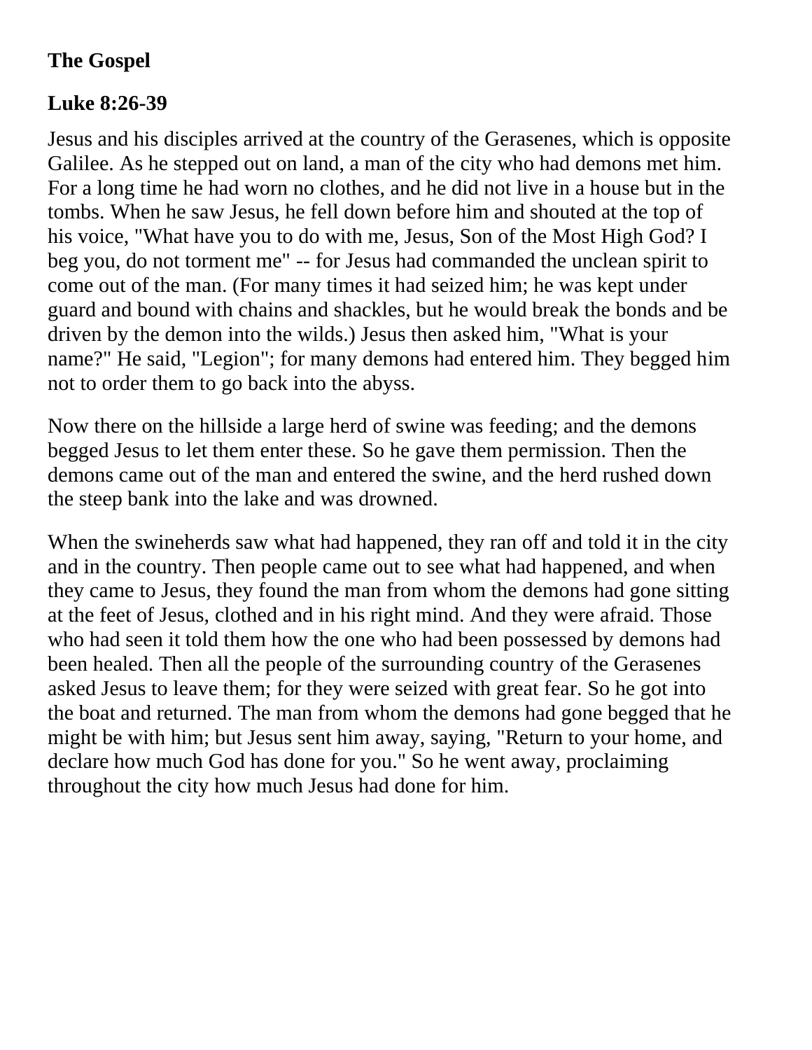**The Gospel**

**Luke 8:26-39**

Jesus and his disciples arrived at the country of the Gerasenes, which is opposite Galilee. As he stepped out on land, a man of the city who had demons met him. For a long time he had worn no clothes, and he did not live in a house but in the tombs. When he saw Jesus, he fell down before him and shouted at the top of his voice, "What have you to do with me, Jesus, Son of the Most High God? I beg you, do not torment me" -- for Jesus had commanded the unclean spirit to come out of the man. (For many times it had seized him; he was kept under guard and bound with chains and shackles, but he would break the bonds and be driven by the demon into the wilds.) Jesus then asked him, "What is your name?" He said, "Legion"; for many demons had entered him. They begged him not to order them to go back into the abyss.

Now there on the hillside a large herd of swine was feeding; and the demons begged Jesus to let them enter these. So he gave them permission. Then the demons came out of the man and entered the swine, and the herd rushed down the steep bank into the lake and was drowned.

When the swineherds saw what had happened, they ran off and told it in the city and in the country. Then people came out to see what had happened, and when they came to Jesus, they found the man from whom the demons had gone sitting at the feet of Jesus, clothed and in his right mind. And they were afraid. Those who had seen it told them how the one who had been possessed by demons had been healed. Then all the people of the surrounding country of the Gerasenes asked Jesus to leave them; for they were seized with great fear. So he got into the boat and returned. The man from whom the demons had gone begged that he might be with him; but Jesus sent him away, saying, "Return to your home, and declare how much God has done for you." So he went away, proclaiming throughout the city how much Jesus had done for him.